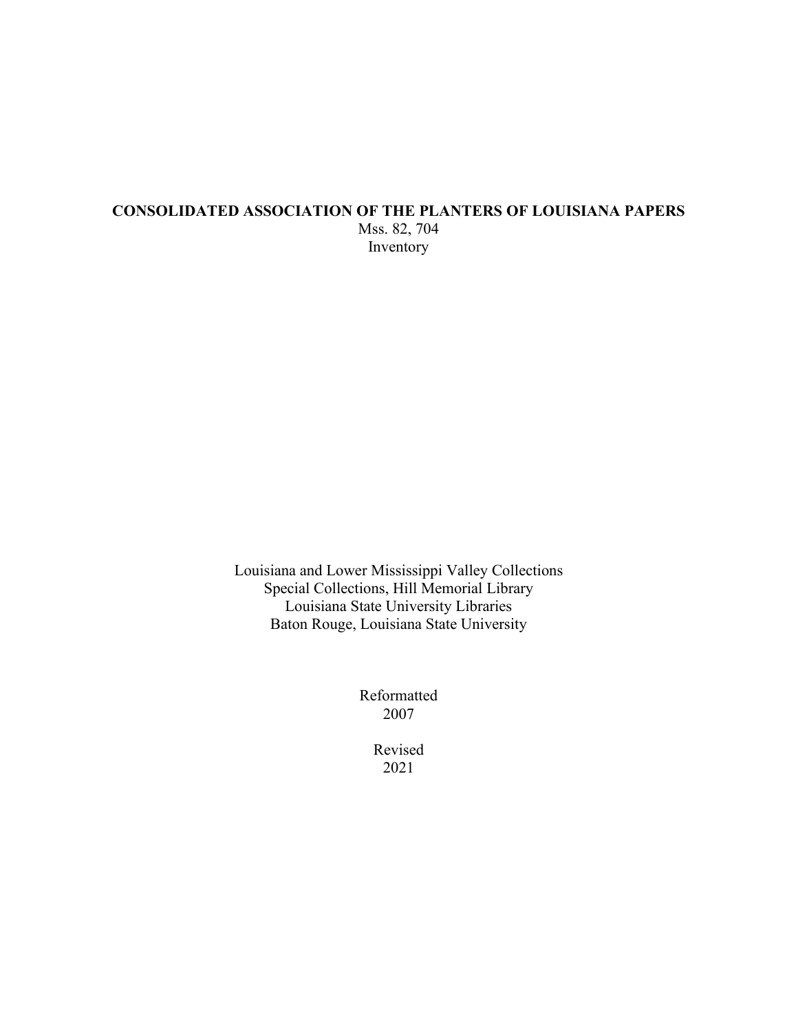# CONSOLIDATED ASSOCIATION OF THE PLANTERS OF LOUISIANA PAPERS

Mss. 82, 704

Inventory

Louisiana and Lower Mississippi Valley Collections
Special Collections, Hill Memorial Library
Louisiana State University Libraries
Baton Rouge, Louisiana State University

Reformatted
2007

Revised
2021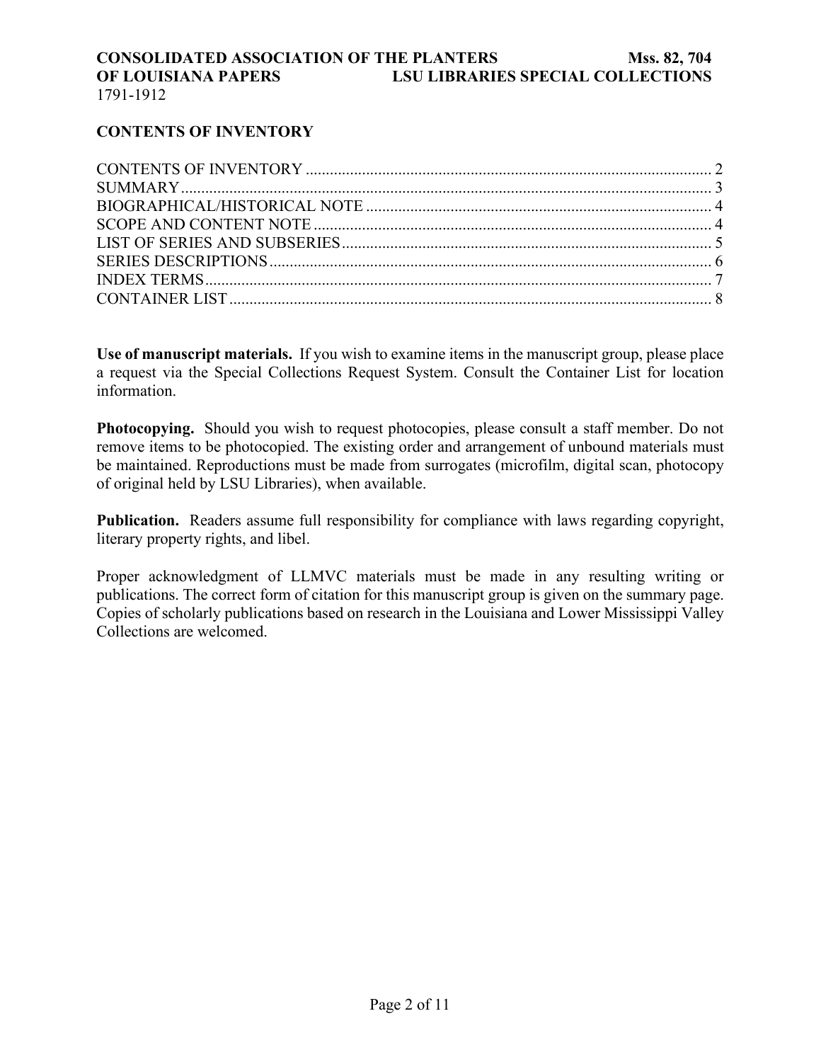## CONTENTS OF INVENTORY

CONTENTS OF INVENTORY .................................................................................................... 2
SUMMARY .................................................................................................................................. 3
BIOGRAPHICAL/HISTORICAL NOTE ..................................................................................... 4
SCOPE AND CONTENT NOTE .................................................................................................. 4
LIST OF SERIES AND SUBSERIES ........................................................................................... 5
SERIES DESCRIPTIONS ............................................................................................................. 6
INDEX TERMS ............................................................................................................................. 7
CONTAINER LIST ....................................................................................................................... 8

**Use of manuscript materials.** If you wish to examine items in the manuscript group, please place a request via the Special Collections Request System. Consult the Container List for location information.

**Photocopying.** Should you wish to request photocopies, please consult a staff member. Do not remove items to be photocopied. The existing order and arrangement of unbound materials must be maintained. Reproductions must be made from surrogates (microfilm, digital scan, photocopy of original held by LSU Libraries), when available.

**Publication.** Readers assume full responsibility for compliance with laws regarding copyright, literary property rights, and libel.

Proper acknowledgment of LLMVC materials must be made in any resulting writing or publications. The correct form of citation for this manuscript group is given on the summary page. Copies of scholarly publications based on research in the Louisiana and Lower Mississippi Valley Collections are welcomed.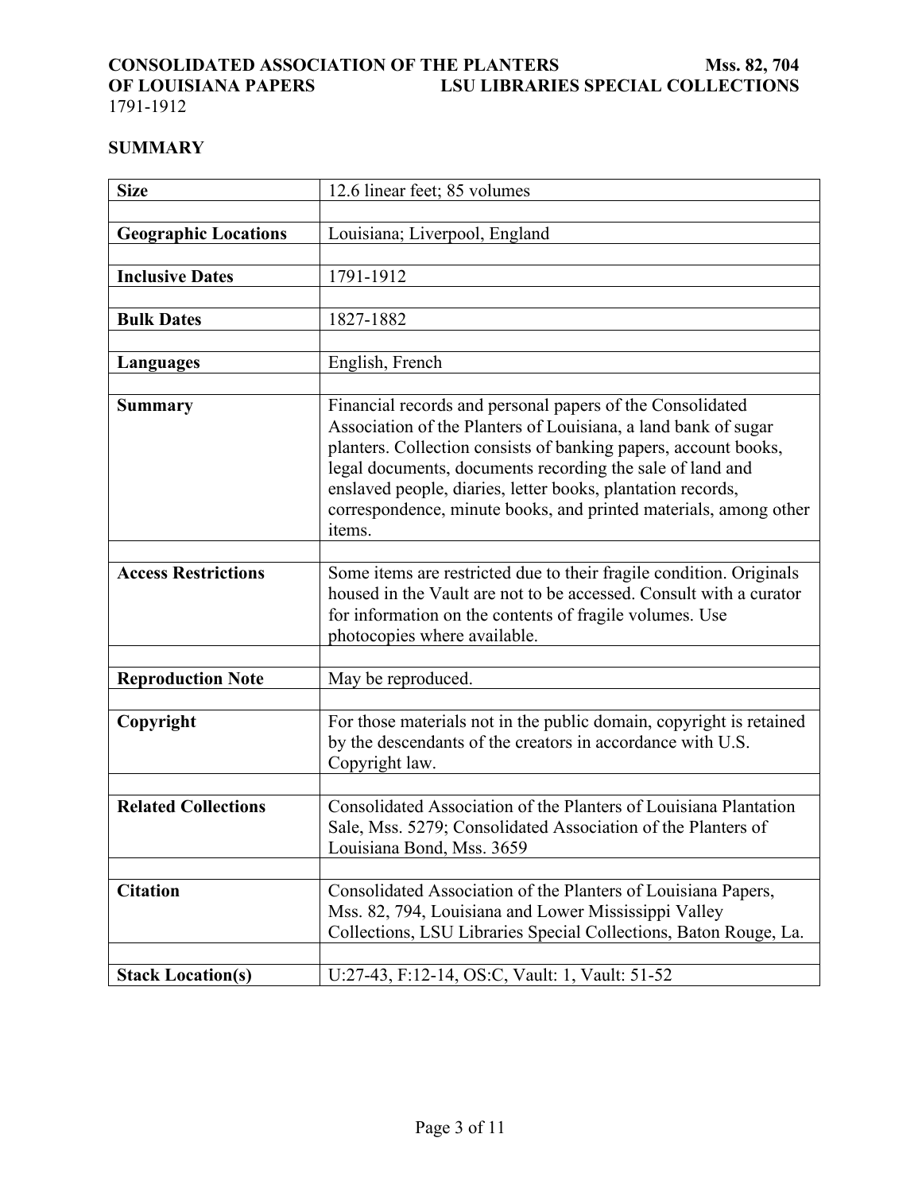## SUMMARY

| Size | 12.6 linear feet; 85 volumes |
|---|---|
| Geographic Locations | Louisiana; Liverpool, England |
| Inclusive Dates | 1791-1912 |
| Bulk Dates | 1827-1882 |
| Languages | English, French |
| Summary | Financial records and personal papers of the Consolidated Association of the Planters of Louisiana, a land bank of sugar planters. Collection consists of banking papers, account books, legal documents, documents recording the sale of land and enslaved people, diaries, letter books, plantation records, correspondence, minute books, and printed materials, among other items. |
| Access Restrictions | Some items are restricted due to their fragile condition. Originals housed in the Vault are not to be accessed. Consult with a curator for information on the contents of fragile volumes. Use photocopies where available. |
| Reproduction Note | May be reproduced. |
| Copyright | For those materials not in the public domain, copyright is retained by the descendants of the creators in accordance with U.S. Copyright law. |
| Related Collections | Consolidated Association of the Planters of Louisiana Plantation Sale, Mss. 5279; Consolidated Association of the Planters of Louisiana Bond, Mss. 3659 |
| Citation | Consolidated Association of the Planters of Louisiana Papers, Mss. 82, 794, Louisiana and Lower Mississippi Valley Collections, LSU Libraries Special Collections, Baton Rouge, La. |
| Stack Location(s) | U:27-43, F:12-14, OS:C, Vault: 1, Vault: 51-52 |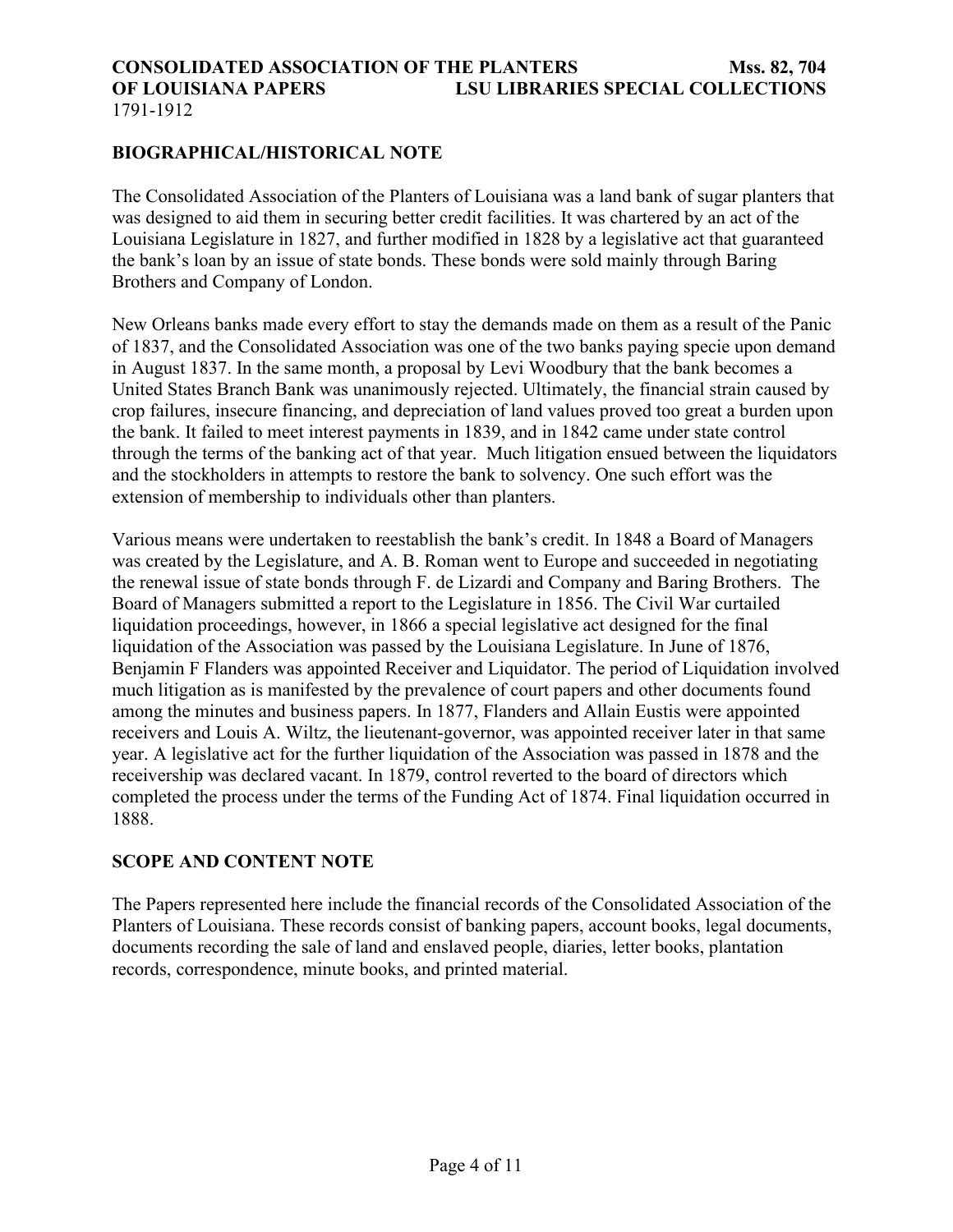## BIOGRAPHICAL/HISTORICAL NOTE

The Consolidated Association of the Planters of Louisiana was a land bank of sugar planters that was designed to aid them in securing better credit facilities. It was chartered by an act of the Louisiana Legislature in 1827, and further modified in 1828 by a legislative act that guaranteed the bank's loan by an issue of state bonds. These bonds were sold mainly through Baring Brothers and Company of London.

New Orleans banks made every effort to stay the demands made on them as a result of the Panic of 1837, and the Consolidated Association was one of the two banks paying specie upon demand in August 1837. In the same month, a proposal by Levi Woodbury that the bank becomes a United States Branch Bank was unanimously rejected. Ultimately, the financial strain caused by crop failures, insecure financing, and depreciation of land values proved too great a burden upon the bank. It failed to meet interest payments in 1839, and in 1842 came under state control through the terms of the banking act of that year. Much litigation ensued between the liquidators and the stockholders in attempts to restore the bank to solvency. One such effort was the extension of membership to individuals other than planters.

Various means were undertaken to reestablish the bank's credit. In 1848 a Board of Managers was created by the Legislature, and A. B. Roman went to Europe and succeeded in negotiating the renewal issue of state bonds through F. de Lizardi and Company and Baring Brothers. The Board of Managers submitted a report to the Legislature in 1856. The Civil War curtailed liquidation proceedings, however, in 1866 a special legislative act designed for the final liquidation of the Association was passed by the Louisiana Legislature. In June of 1876, Benjamin F Flanders was appointed Receiver and Liquidator. The period of Liquidation involved much litigation as is manifested by the prevalence of court papers and other documents found among the minutes and business papers. In 1877, Flanders and Allain Eustis were appointed receivers and Louis A. Wiltz, the lieutenant-governor, was appointed receiver later in that same year. A legislative act for the further liquidation of the Association was passed in 1878 and the receivership was declared vacant. In 1879, control reverted to the board of directors which completed the process under the terms of the Funding Act of 1874. Final liquidation occurred in 1888.

## SCOPE AND CONTENT NOTE

The Papers represented here include the financial records of the Consolidated Association of the Planters of Louisiana. These records consist of banking papers, account books, legal documents, documents recording the sale of land and enslaved people, diaries, letter books, plantation records, correspondence, minute books, and printed material.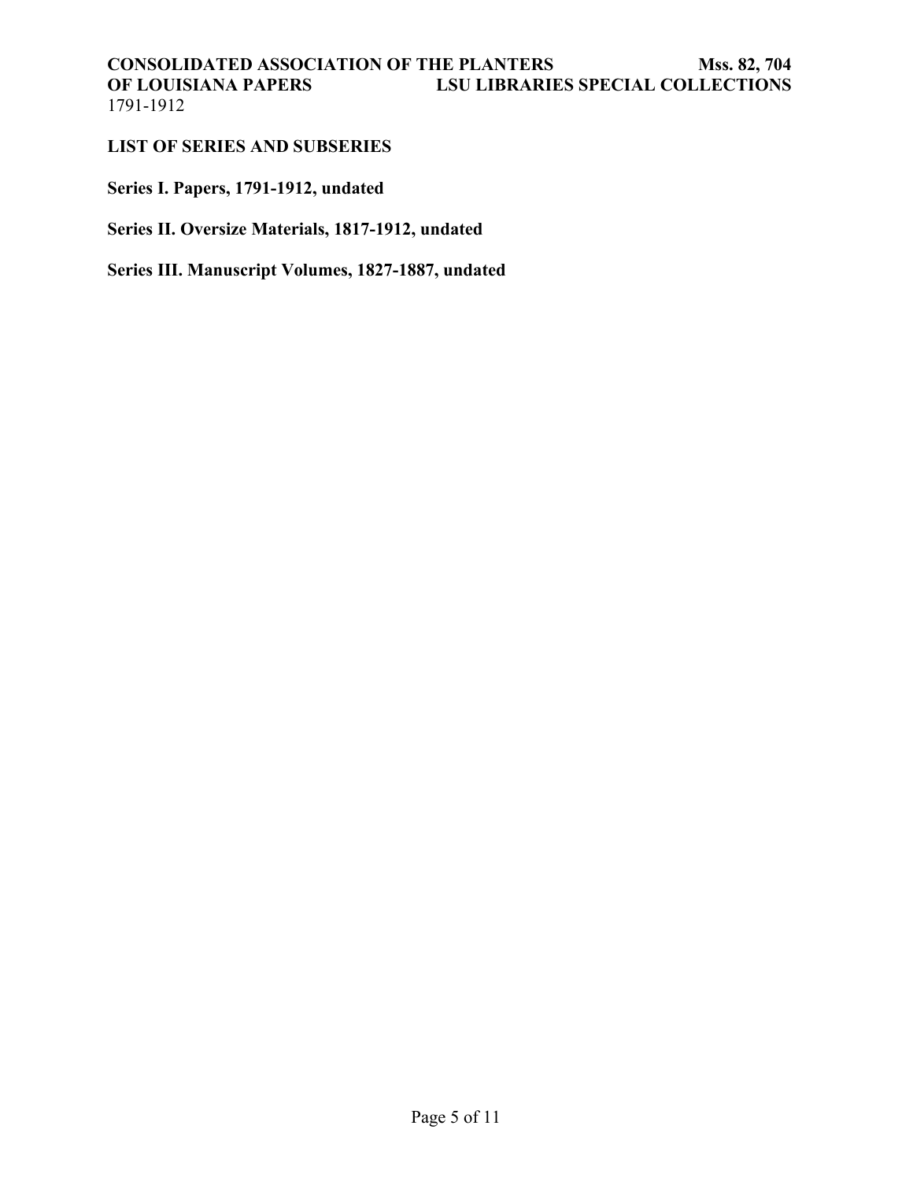## LIST OF SERIES AND SUBSERIES

**Series I. Papers, 1791-1912, undated**

**Series II. Oversize Materials, 1817-1912, undated**

**Series III. Manuscript Volumes, 1827-1887, undated**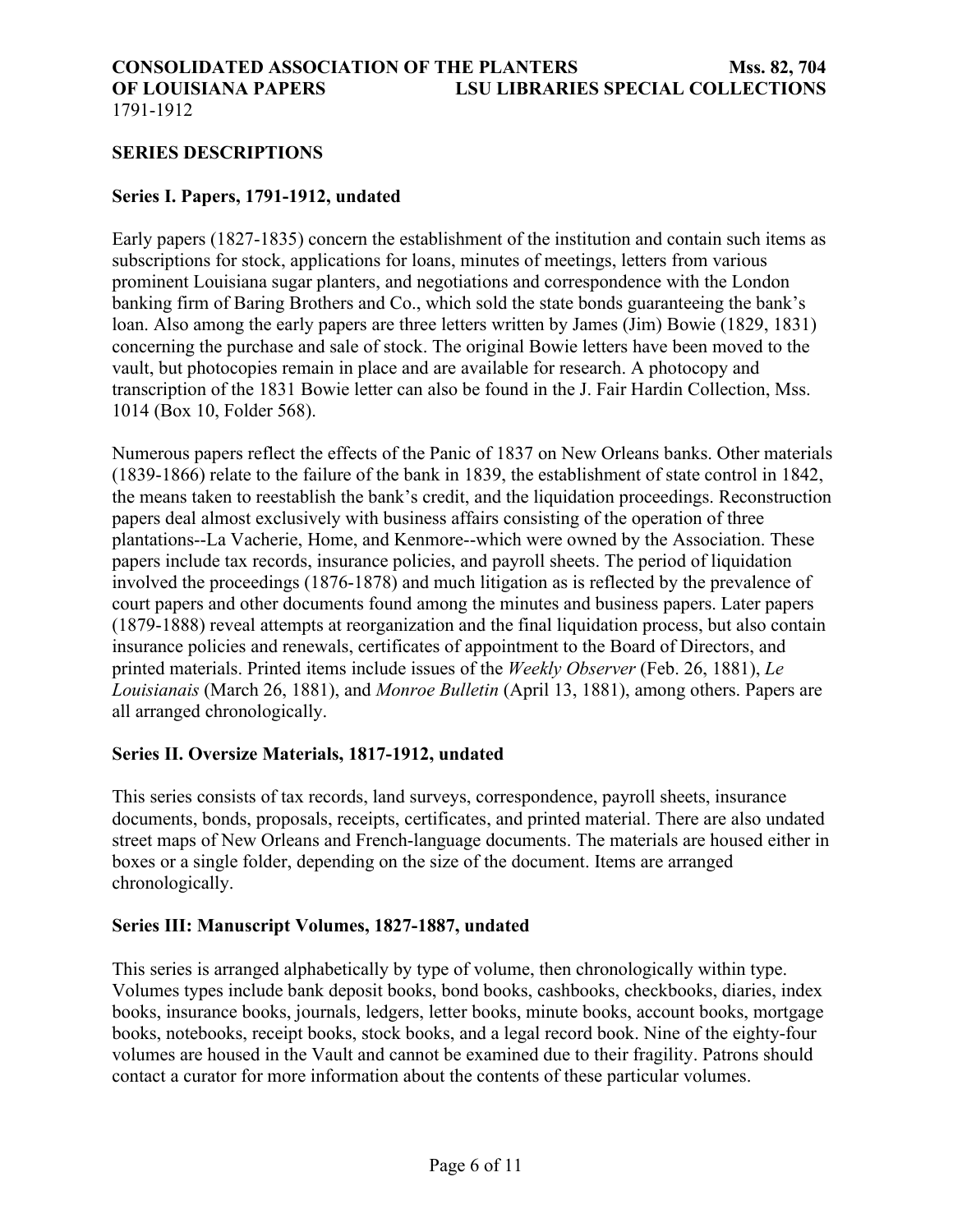## SERIES DESCRIPTIONS

### Series I. Papers, 1791-1912, undated

Early papers (1827-1835) concern the establishment of the institution and contain such items as subscriptions for stock, applications for loans, minutes of meetings, letters from various prominent Louisiana sugar planters, and negotiations and correspondence with the London banking firm of Baring Brothers and Co., which sold the state bonds guaranteeing the bank's loan. Also among the early papers are three letters written by James (Jim) Bowie (1829, 1831) concerning the purchase and sale of stock. The original Bowie letters have been moved to the vault, but photocopies remain in place and are available for research. A photocopy and transcription of the 1831 Bowie letter can also be found in the J. Fair Hardin Collection, Mss. 1014 (Box 10, Folder 568).

Numerous papers reflect the effects of the Panic of 1837 on New Orleans banks. Other materials (1839-1866) relate to the failure of the bank in 1839, the establishment of state control in 1842, the means taken to reestablish the bank's credit, and the liquidation proceedings. Reconstruction papers deal almost exclusively with business affairs consisting of the operation of three plantations--La Vacherie, Home, and Kenmore--which were owned by the Association. These papers include tax records, insurance policies, and payroll sheets. The period of liquidation involved the proceedings (1876-1878) and much litigation as is reflected by the prevalence of court papers and other documents found among the minutes and business papers. Later papers (1879-1888) reveal attempts at reorganization and the final liquidation process, but also contain insurance policies and renewals, certificates of appointment to the Board of Directors, and printed materials. Printed items include issues of the *Weekly Observer* (Feb. 26, 1881), *Le Louisianais* (March 26, 1881), and *Monroe Bulletin* (April 13, 1881), among others. Papers are all arranged chronologically.

### Series II. Oversize Materials, 1817-1912, undated

This series consists of tax records, land surveys, correspondence, payroll sheets, insurance documents, bonds, proposals, receipts, certificates, and printed material. There are also undated street maps of New Orleans and French-language documents. The materials are housed either in boxes or a single folder, depending on the size of the document. Items are arranged chronologically.

### Series III: Manuscript Volumes, 1827-1887, undated

This series is arranged alphabetically by type of volume, then chronologically within type. Volumes types include bank deposit books, bond books, cashbooks, checkbooks, diaries, index books, insurance books, journals, ledgers, letter books, minute books, account books, mortgage books, notebooks, receipt books, stock books, and a legal record book. Nine of the eighty-four volumes are housed in the Vault and cannot be examined due to their fragility. Patrons should contact a curator for more information about the contents of these particular volumes.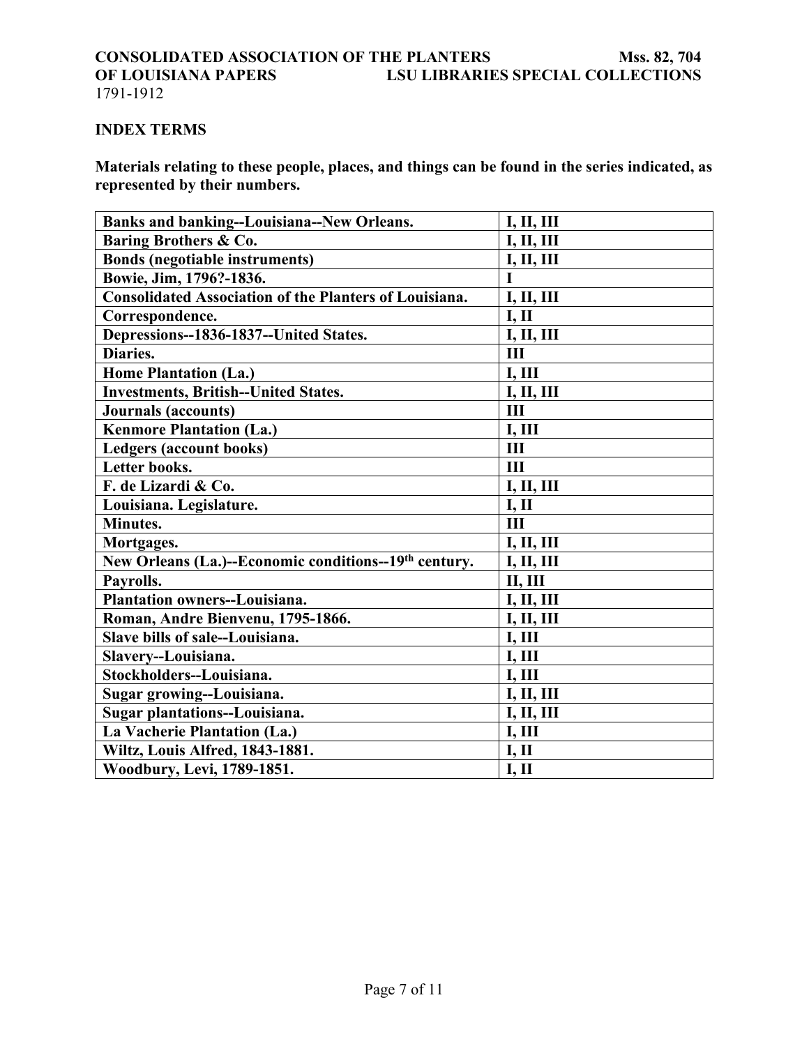## INDEX TERMS

**Materials relating to these people, places, and things can be found in the series indicated, as represented by their numbers.**

| Index Term | Series |
|---|---|
| **Banks and banking--Louisiana--New Orleans.** | **I, II, III** |
| **Baring Brothers & Co.** | **I, II, III** |
| **Bonds (negotiable instruments)** | **I, II, III** |
| **Bowie, Jim, 1796?-1836.** | **I** |
| **Consolidated Association of the Planters of Louisiana.** | **I, II, III** |
| **Correspondence.** | **I, II** |
| **Depressions--1836-1837--United States.** | **I, II, III** |
| **Diaries.** | **III** |
| **Home Plantation (La.)** | **I, III** |
| **Investments, British--United States.** | **I, II, III** |
| **Journals (accounts)** | **III** |
| **Kenmore Plantation (La.)** | **I, III** |
| **Ledgers (account books)** | **III** |
| **Letter books.** | **III** |
| **F. de Lizardi & Co.** | **I, II, III** |
| **Louisiana. Legislature.** | **I, II** |
| **Minutes.** | **III** |
| **Mortgages.** | **I, II, III** |
| **New Orleans (La.)--Economic conditions--19th century.** | **I, II, III** |
| **Payrolls.** | **II, III** |
| **Plantation owners--Louisiana.** | **I, II, III** |
| **Roman, Andre Bienvenu, 1795-1866.** | **I, II, III** |
| **Slave bills of sale--Louisiana.** | **I, III** |
| **Slavery--Louisiana.** | **I, III** |
| **Stockholders--Louisiana.** | **I, III** |
| **Sugar growing--Louisiana.** | **I, II, III** |
| **Sugar plantations--Louisiana.** | **I, II, III** |
| **La Vacherie Plantation (La.)** | **I, III** |
| **Wiltz, Louis Alfred, 1843-1881.** | **I, II** |
| **Woodbury, Levi, 1789-1851.** | **I, II** |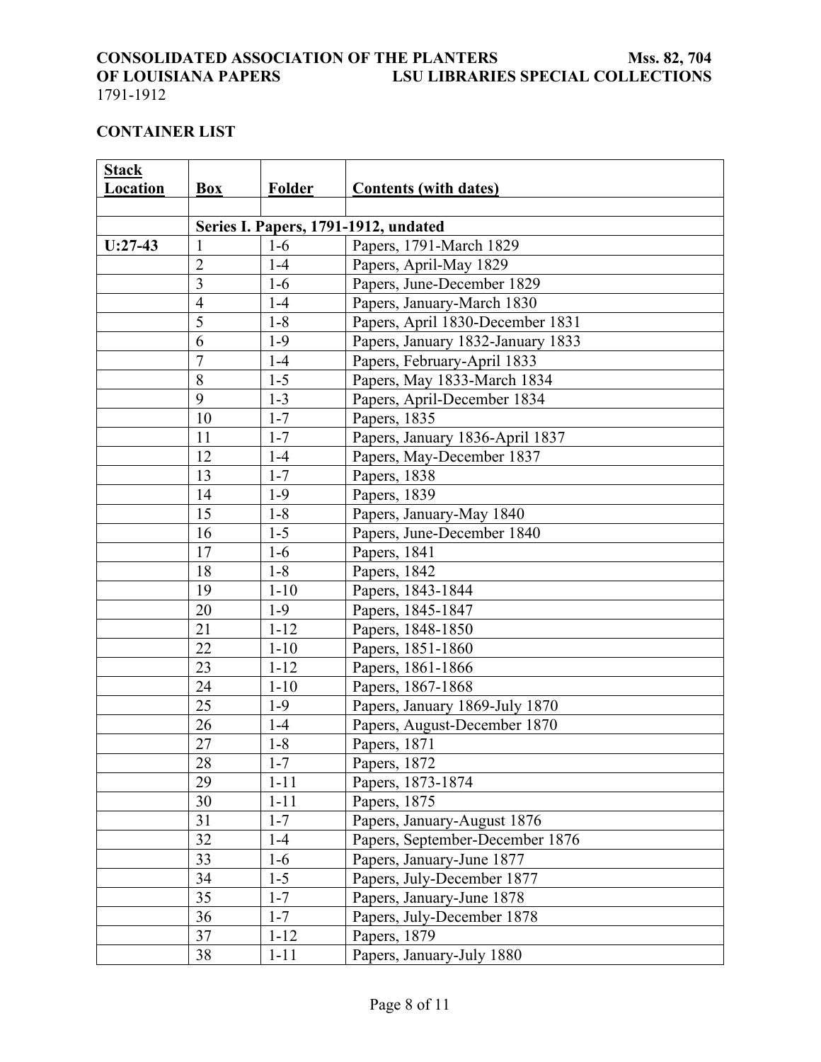**CONSOLIDATED ASSOCIATION OF THE PLANTERS OF LOUISIANA PAPERS**
1791-1912

**Mss. 82, 704**
**LSU LIBRARIES SPECIAL COLLECTIONS**

## CONTAINER LIST

| Stack Location | Box | Folder | Contents (with dates) |
|---|---|---|---|
| | | | |
| | **Series I. Papers, 1791-1912, undated** | | |
| **U:27-43** | 1 | 1-6 | Papers, 1791-March 1829 |
| | 2 | 1-4 | Papers, April-May 1829 |
| | 3 | 1-6 | Papers, June-December 1829 |
| | 4 | 1-4 | Papers, January-March 1830 |
| | 5 | 1-8 | Papers, April 1830-December 1831 |
| | 6 | 1-9 | Papers, January 1832-January 1833 |
| | 7 | 1-4 | Papers, February-April 1833 |
| | 8 | 1-5 | Papers, May 1833-March 1834 |
| | 9 | 1-3 | Papers, April-December 1834 |
| | 10 | 1-7 | Papers, 1835 |
| | 11 | 1-7 | Papers, January 1836-April 1837 |
| | 12 | 1-4 | Papers, May-December 1837 |
| | 13 | 1-7 | Papers, 1838 |
| | 14 | 1-9 | Papers, 1839 |
| | 15 | 1-8 | Papers, January-May 1840 |
| | 16 | 1-5 | Papers, June-December 1840 |
| | 17 | 1-6 | Papers, 1841 |
| | 18 | 1-8 | Papers, 1842 |
| | 19 | 1-10 | Papers, 1843-1844 |
| | 20 | 1-9 | Papers, 1845-1847 |
| | 21 | 1-12 | Papers, 1848-1850 |
| | 22 | 1-10 | Papers, 1851-1860 |
| | 23 | 1-12 | Papers, 1861-1866 |
| | 24 | 1-10 | Papers, 1867-1868 |
| | 25 | 1-9 | Papers, January 1869-July 1870 |
| | 26 | 1-4 | Papers, August-December 1870 |
| | 27 | 1-8 | Papers, 1871 |
| | 28 | 1-7 | Papers, 1872 |
| | 29 | 1-11 | Papers, 1873-1874 |
| | 30 | 1-11 | Papers, 1875 |
| | 31 | 1-7 | Papers, January-August 1876 |
| | 32 | 1-4 | Papers, September-December 1876 |
| | 33 | 1-6 | Papers, January-June 1877 |
| | 34 | 1-5 | Papers, July-December 1877 |
| | 35 | 1-7 | Papers, January-June 1878 |
| | 36 | 1-7 | Papers, July-December 1878 |
| | 37 | 1-12 | Papers, 1879 |
| | 38 | 1-11 | Papers, January-July 1880 |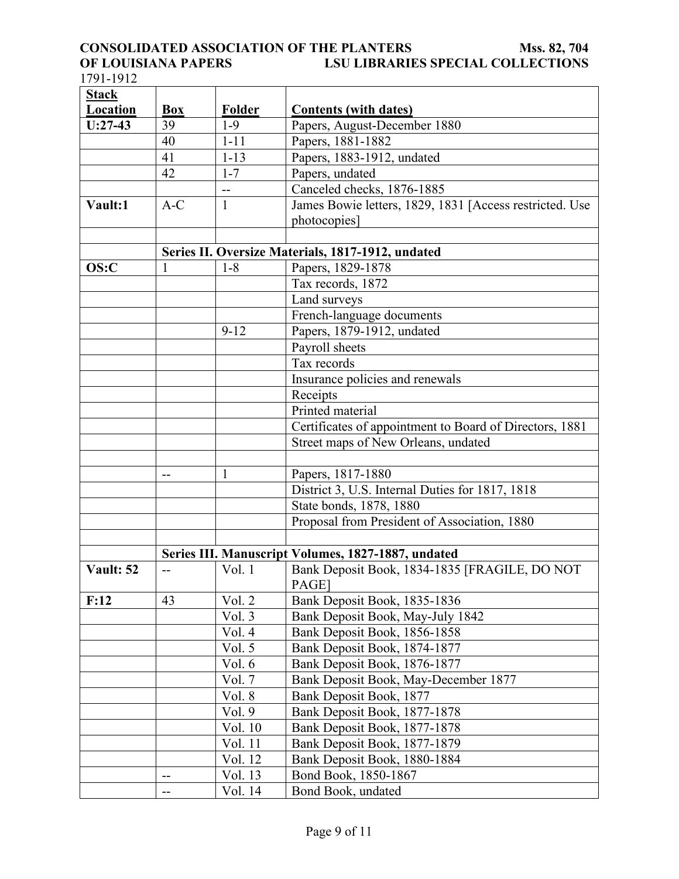| Stack Location | Box | Folder | Contents (with dates) |
|---|---|---|---|
| U:27-43 | 39 | 1-9 | Papers, August-December 1880 |
| | 40 | 1-11 | Papers, 1881-1882 |
| | 41 | 1-13 | Papers, 1883-1912, undated |
| | 42 | 1-7 | Papers, undated |
| | | -- | Canceled checks, 1876-1885 |
| Vault:1 | A-C | 1 | James Bowie letters, 1829, 1831 [Access restricted. Use photocopies] |
| | | | |
| | **Series II. Oversize Materials, 1817-1912, undated** | | |
| OS:C | 1 | 1-8 | Papers, 1829-1878 |
| | | | Tax records, 1872 |
| | | | Land surveys |
| | | | French-language documents |
| | | 9-12 | Papers, 1879-1912, undated |
| | | | Payroll sheets |
| | | | Tax records |
| | | | Insurance policies and renewals |
| | | | Receipts |
| | | | Printed material |
| | | | Certificates of appointment to Board of Directors, 1881 |
| | | | Street maps of New Orleans, undated |
| | | | |
| | -- | 1 | Papers, 1817-1880 |
| | | | District 3, U.S. Internal Duties for 1817, 1818 |
| | | | State bonds, 1878, 1880 |
| | | | Proposal from President of Association, 1880 |
| | | | |
| | **Series III. Manuscript Volumes, 1827-1887, undated** | | |
| Vault: 52 | -- | Vol. 1 | Bank Deposit Book, 1834-1835 [FRAGILE, DO NOT PAGE] |
| F:12 | 43 | Vol. 2 | Bank Deposit Book, 1835-1836 |
| | | Vol. 3 | Bank Deposit Book, May-July 1842 |
| | | Vol. 4 | Bank Deposit Book, 1856-1858 |
| | | Vol. 5 | Bank Deposit Book, 1874-1877 |
| | | Vol. 6 | Bank Deposit Book, 1876-1877 |
| | | Vol. 7 | Bank Deposit Book, May-December 1877 |
| | | Vol. 8 | Bank Deposit Book, 1877 |
| | | Vol. 9 | Bank Deposit Book, 1877-1878 |
| | | Vol. 10 | Bank Deposit Book, 1877-1878 |
| | | Vol. 11 | Bank Deposit Book, 1877-1879 |
| | | Vol. 12 | Bank Deposit Book, 1880-1884 |
| | -- | Vol. 13 | Bond Book, 1850-1867 |
| | -- | Vol. 14 | Bond Book, undated |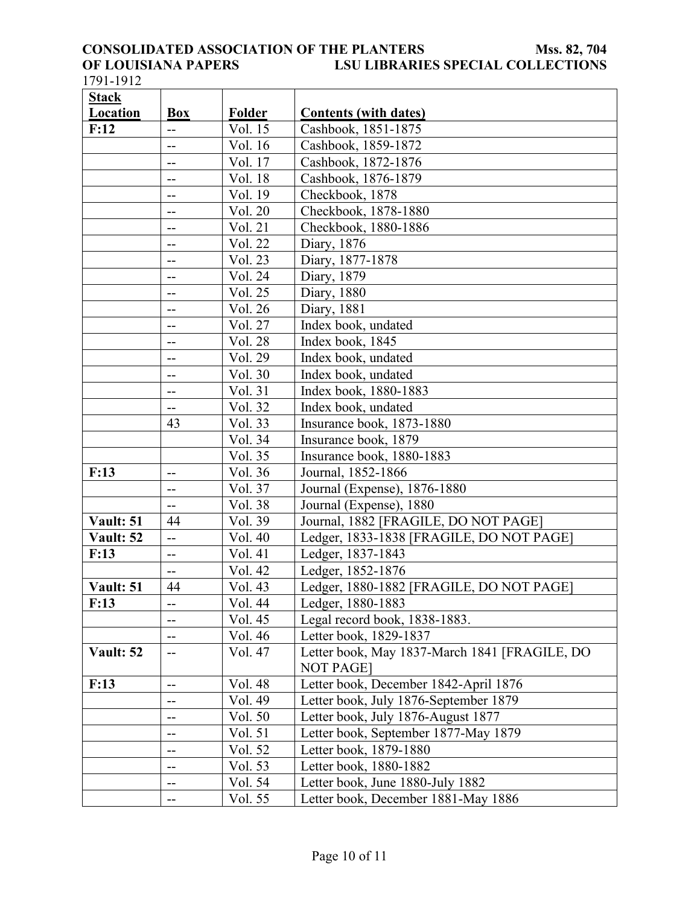| Stack Location | Box | Folder | Contents (with dates) |
|---|---|---|---|
| **F:12** | -- | Vol. 15 | Cashbook, 1851-1875 |
| | -- | Vol. 16 | Cashbook, 1859-1872 |
| | -- | Vol. 17 | Cashbook, 1872-1876 |
| | -- | Vol. 18 | Cashbook, 1876-1879 |
| | -- | Vol. 19 | Checkbook, 1878 |
| | -- | Vol. 20 | Checkbook, 1878-1880 |
| | -- | Vol. 21 | Checkbook, 1880-1886 |
| | -- | Vol. 22 | Diary, 1876 |
| | -- | Vol. 23 | Diary, 1877-1878 |
| | -- | Vol. 24 | Diary, 1879 |
| | -- | Vol. 25 | Diary, 1880 |
| | -- | Vol. 26 | Diary, 1881 |
| | -- | Vol. 27 | Index book, undated |
| | -- | Vol. 28 | Index book, 1845 |
| | -- | Vol. 29 | Index book, undated |
| | -- | Vol. 30 | Index book, undated |
| | -- | Vol. 31 | Index book, 1880-1883 |
| | -- | Vol. 32 | Index book, undated |
| | 43 | Vol. 33 | Insurance book, 1873-1880 |
| | | Vol. 34 | Insurance book, 1879 |
| | | Vol. 35 | Insurance book, 1880-1883 |
| **F:13** | -- | Vol. 36 | Journal, 1852-1866 |
| | -- | Vol. 37 | Journal (Expense), 1876-1880 |
| | -- | Vol. 38 | Journal (Expense), 1880 |
| **Vault: 51** | 44 | Vol. 39 | Journal, 1882 [FRAGILE, DO NOT PAGE] |
| **Vault: 52** | -- | Vol. 40 | Ledger, 1833-1838 [FRAGILE, DO NOT PAGE] |
| **F:13** | -- | Vol. 41 | Ledger, 1837-1843 |
| | -- | Vol. 42 | Ledger, 1852-1876 |
| **Vault: 51** | 44 | Vol. 43 | Ledger, 1880-1882 [FRAGILE, DO NOT PAGE] |
| **F:13** | -- | Vol. 44 | Ledger, 1880-1883 |
| | -- | Vol. 45 | Legal record book, 1838-1883. |
| | -- | Vol. 46 | Letter book, 1829-1837 |
| **Vault: 52** | -- | Vol. 47 | Letter book, May 1837-March 1841 [FRAGILE, DO NOT PAGE] |
| **F:13** | -- | Vol. 48 | Letter book, December 1842-April 1876 |
| | -- | Vol. 49 | Letter book, July 1876-September 1879 |
| | -- | Vol. 50 | Letter book, July 1876-August 1877 |
| | -- | Vol. 51 | Letter book, September 1877-May 1879 |
| | -- | Vol. 52 | Letter book, 1879-1880 |
| | -- | Vol. 53 | Letter book, 1880-1882 |
| | -- | Vol. 54 | Letter book, June 1880-July 1882 |
| | -- | Vol. 55 | Letter book, December 1881-May 1886 |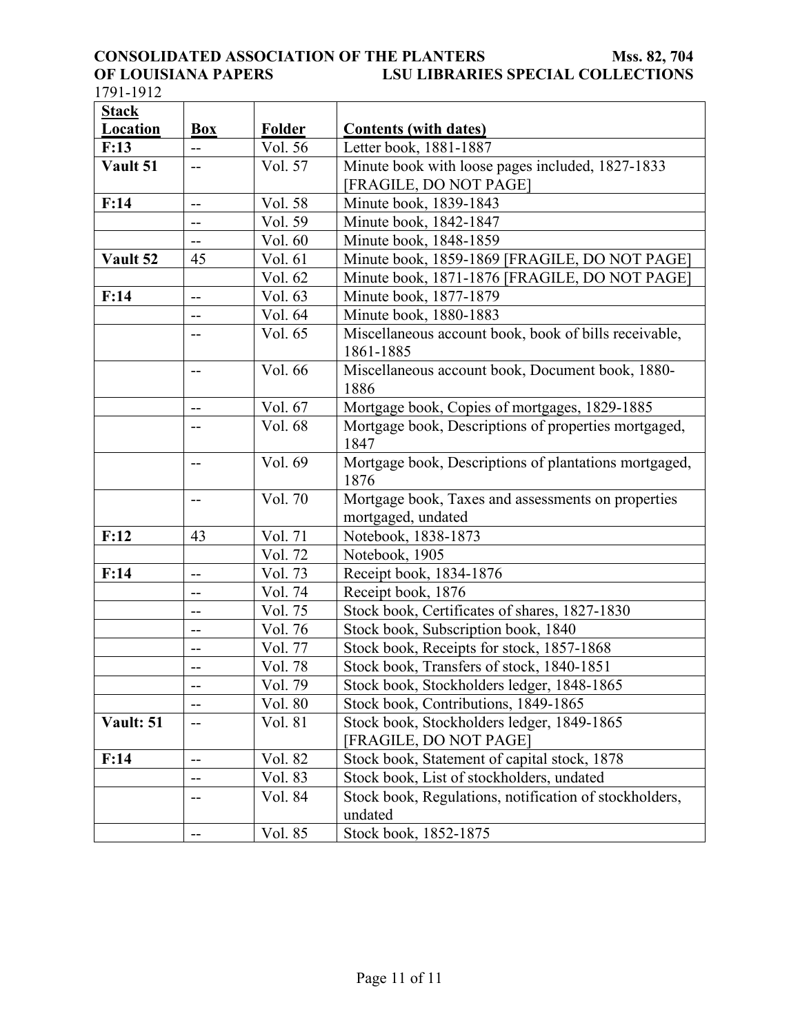| **Stack Location** | **Box** | **Folder** | **Contents (with dates)** |
|---|---|---|---|
| **F:13** | -- | Vol. 56 | Letter book, 1881-1887 |
| **Vault 51** | -- | Vol. 57 | Minute book with loose pages included, 1827-1833 [FRAGILE, DO NOT PAGE] |
| **F:14** | -- | Vol. 58 | Minute book, 1839-1843 |
| | -- | Vol. 59 | Minute book, 1842-1847 |
| | -- | Vol. 60 | Minute book, 1848-1859 |
| **Vault 52** | 45 | Vol. 61 | Minute book, 1859-1869 [FRAGILE, DO NOT PAGE] |
| | | Vol. 62 | Minute book, 1871-1876 [FRAGILE, DO NOT PAGE] |
| **F:14** | -- | Vol. 63 | Minute book, 1877-1879 |
| | -- | Vol. 64 | Minute book, 1880-1883 |
| | -- | Vol. 65 | Miscellaneous account book, book of bills receivable, 1861-1885 |
| | -- | Vol. 66 | Miscellaneous account book, Document book, 1880-1886 |
| | -- | Vol. 67 | Mortgage book, Copies of mortgages, 1829-1885 |
| | -- | Vol. 68 | Mortgage book, Descriptions of properties mortgaged, 1847 |
| | -- | Vol. 69 | Mortgage book, Descriptions of plantations mortgaged, 1876 |
| | -- | Vol. 70 | Mortgage book, Taxes and assessments on properties mortgaged, undated |
| **F:12** | 43 | Vol. 71 | Notebook, 1838-1873 |
| | | Vol. 72 | Notebook, 1905 |
| **F:14** | -- | Vol. 73 | Receipt book, 1834-1876 |
| | -- | Vol. 74 | Receipt book, 1876 |
| | -- | Vol. 75 | Stock book, Certificates of shares, 1827-1830 |
| | -- | Vol. 76 | Stock book, Subscription book, 1840 |
| | -- | Vol. 77 | Stock book, Receipts for stock, 1857-1868 |
| | -- | Vol. 78 | Stock book, Transfers of stock, 1840-1851 |
| | -- | Vol. 79 | Stock book, Stockholders ledger, 1848-1865 |
| | -- | Vol. 80 | Stock book, Contributions, 1849-1865 |
| **Vault: 51** | -- | Vol. 81 | Stock book, Stockholders ledger, 1849-1865 [FRAGILE, DO NOT PAGE] |
| **F:14** | -- | Vol. 82 | Stock book, Statement of capital stock, 1878 |
| | -- | Vol. 83 | Stock book, List of stockholders, undated |
| | -- | Vol. 84 | Stock book, Regulations, notification of stockholders, undated |
| | -- | Vol. 85 | Stock book, 1852-1875 |